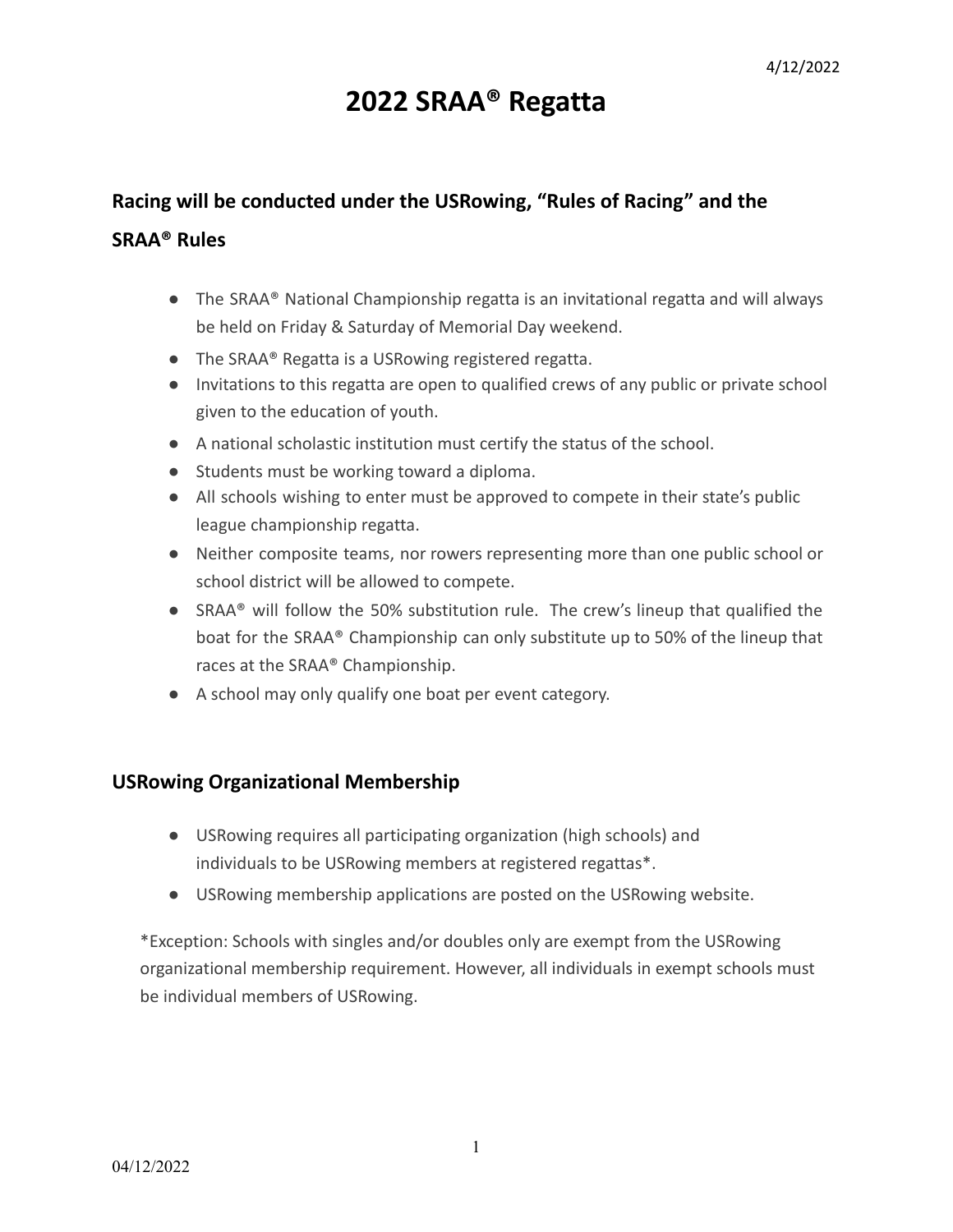# 2022 SRAA® Regatta

## Racing will be conducted under the USRowing, "Rules of Racing" and the SRAA® Rules

- The SRAA® National Championship regatta is an invitational regatta and will always be held on Friday & Saturday of Memorial Day weekend.
- The SRAA® Regatta is a USRowing registered regatta.
- Invitations to this regatta are open to qualified crews of any public or private school given to the education of youth.
- A national scholastic institution must certify the status of the school.
- Students must be working toward a diploma.
- All schools wishing to enter must be approved to compete in their state's public league championship regatta.
- Neither composite teams, nor rowers representing more than one public school or school district will be allowed to compete.
- SRAA® will follow the 50% substitution rule. The crew's lineup that qualified the boat for the SRAA® Championship can only substitute up to 50% of the lineup that races at the SRAA® Championship.
- A school may only qualify one boat per event category.

## USRowing Organizational Membership

- USRowing requires all participating organization (high schools) and individuals to be USRowing members at registered regattas*.
- USRowing membership applications are posted on the USRowing website.

*Exception: Schools with singles and/or doubles only are exempt from the USRowing organizational membership requirement. However, all individuals in exempt schools must be individual members of USRowing.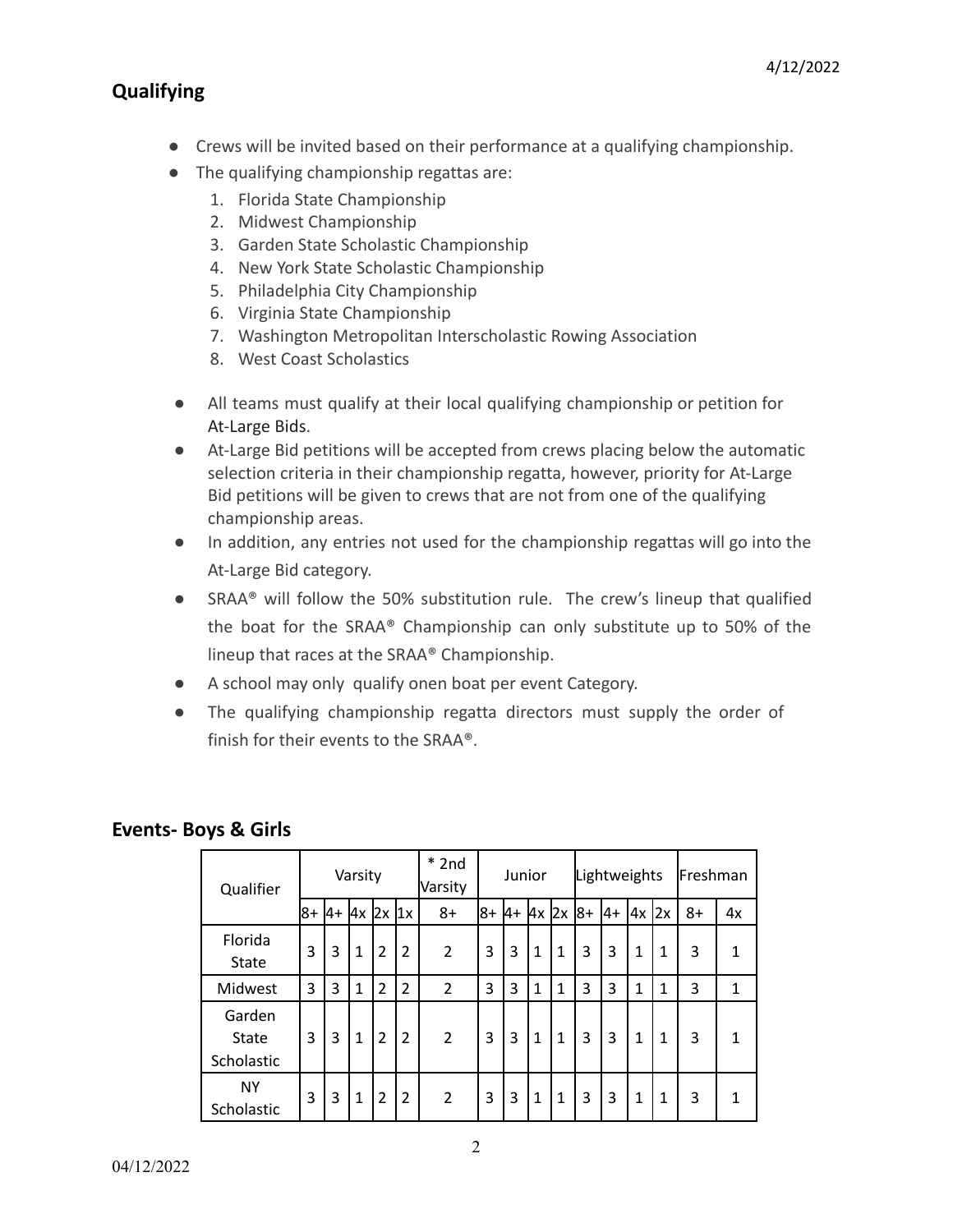## Qualifying

- Crews will be invited based on their performance at a qualifying championship.
- The qualifying championship regattas are:
    1. Florida State Championship
    2. Midwest Championship
    3. Garden State Scholastic Championship
    4. New York State Scholastic Championship
    5. Philadelphia City Championship
    6. Virginia State Championship
    7. Washington Metropolitan Interscholastic Rowing Association
    8. West Coast Scholastics

- All teams must qualify at their local qualifying championship or petition for At-Large Bids.
- At-Large Bid petitions will be accepted from crews placing below the automatic selection criteria in their championship regatta, however, priority for At-Large Bid petitions will be given to crews that are not from one of the qualifying championship areas.
- In addition, any entries not used for the championship regattas will go into the At-Large Bid category.
- SRAA® will follow the 50% substitution rule. The crew's lineup that qualified the boat for the SRAA® Championship can only substitute up to 50% of the lineup that races at the SRAA® Championship.
- A school may only qualify onen boat per event Category.
- The qualifying championship regatta directors must supply the order of finish for their events to the SRAA®.

## Events- Boys & Girls

| Qualifier | Varsity | | | | | * 2nd Varsity | Junior | | | | Lightweights | | | | Freshman | |
|---|---|---|---|---|---|---|---|---|---|---|---|---|---|---|---|---|
| | 8+ | 4+ | 4x | 2x | 1x | 8+ | 8+ | 4+ | 4x | 2x | 8+ | 4+ | 4x | 2x | 8+ | 4x |
| Florida State | 3 | 3 | 1 | 2 | 2 | 2 | 3 | 3 | 1 | 1 | 3 | 3 | 1 | 1 | 3 | 1 |
| Midwest | 3 | 3 | 1 | 2 | 2 | 2 | 3 | 3 | 1 | 1 | 3 | 3 | 1 | 1 | 3 | 1 |
| Garden State Scholastic | 3 | 3 | 1 | 2 | 2 | 2 | 3 | 3 | 1 | 1 | 3 | 3 | 1 | 1 | 3 | 1 |
| NY Scholastic | 3 | 3 | 1 | 2 | 2 | 2 | 3 | 3 | 1 | 1 | 3 | 3 | 1 | 1 | 3 | 1 |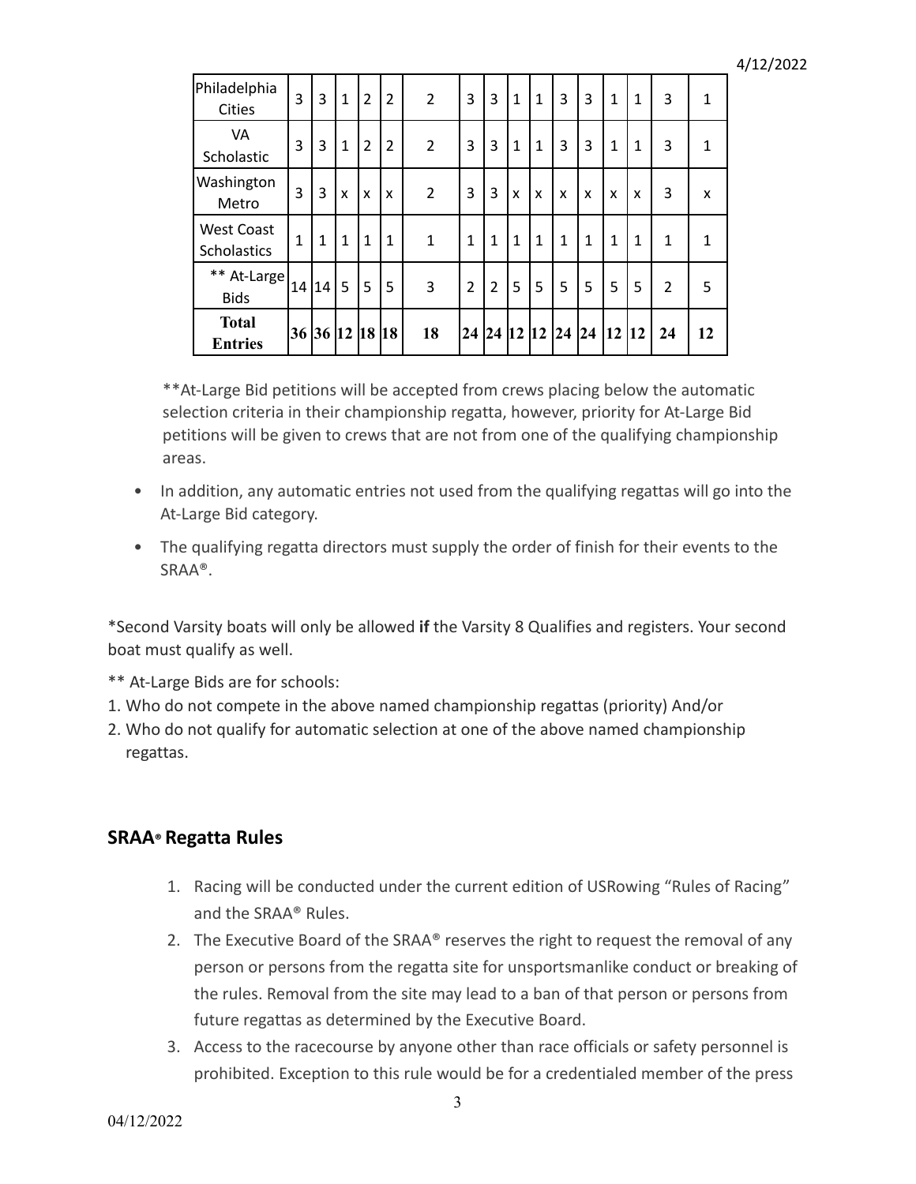| | | | | | | | | | | | | | | | | |
|---|---|---|---|---|---|---|---|---|---|---|---|---|---|---|---|---|
| Philadelphia Cities | 3 | 3 | 1 | 2 | 2 | 2 | 3 | 3 | 1 | 1 | 3 | 3 | 1 | 1 | 3 | 1 |
| VA Scholastic | 3 | 3 | 1 | 2 | 2 | 2 | 3 | 3 | 1 | 1 | 3 | 3 | 1 | 1 | 3 | 1 |
| Washington Metro | 3 | 3 | x | x | x | 2 | 3 | 3 | x | x | x | x | x | x | 3 | x |
| West Coast Scholastics | 1 | 1 | 1 | 1 | 1 | 1 | 1 | 1 | 1 | 1 | 1 | 1 | 1 | 1 | 1 | 1 |
| ** At-Large Bids | 14 | 14 | 5 | 5 | 5 | 3 | 2 | 2 | 5 | 5 | 5 | 5 | 5 | 5 | 2 | 5 |
| **Total Entries** | **36** | **36** | **12** | **18** | **18** | **18** | **24** | **24** | **12** | **12** | **24** | **24** | **12** | **12** | **24** | **12** |

**At-Large Bid petitions will be accepted from crews placing below the automatic selection criteria in their championship regatta, however, priority for At-Large Bid petitions will be given to crews that are not from one of the qualifying championship areas.

- In addition, any automatic entries not used from the qualifying regattas will go into the At-Large Bid category.
- The qualifying regatta directors must supply the order of finish for their events to the SRAA®.

*Second Varsity boats will only be allowed **if** the Varsity 8 Qualifies and registers. Your second boat must qualify as well.

** At-Large Bids are for schools:

1. Who do not compete in the above named championship regattas (priority) And/or
2. Who do not qualify for automatic selection at one of the above named championship regattas.

## SRAA® Regatta Rules

1. Racing will be conducted under the current edition of USRowing "Rules of Racing" and the SRAA® Rules.
2. The Executive Board of the SRAA® reserves the right to request the removal of any person or persons from the regatta site for unsportsmanlike conduct or breaking of the rules. Removal from the site may lead to a ban of that person or persons from future regattas as determined by the Executive Board.
3. Access to the racecourse by anyone other than race officials or safety personnel is prohibited. Exception to this rule would be for a credentialed member of the press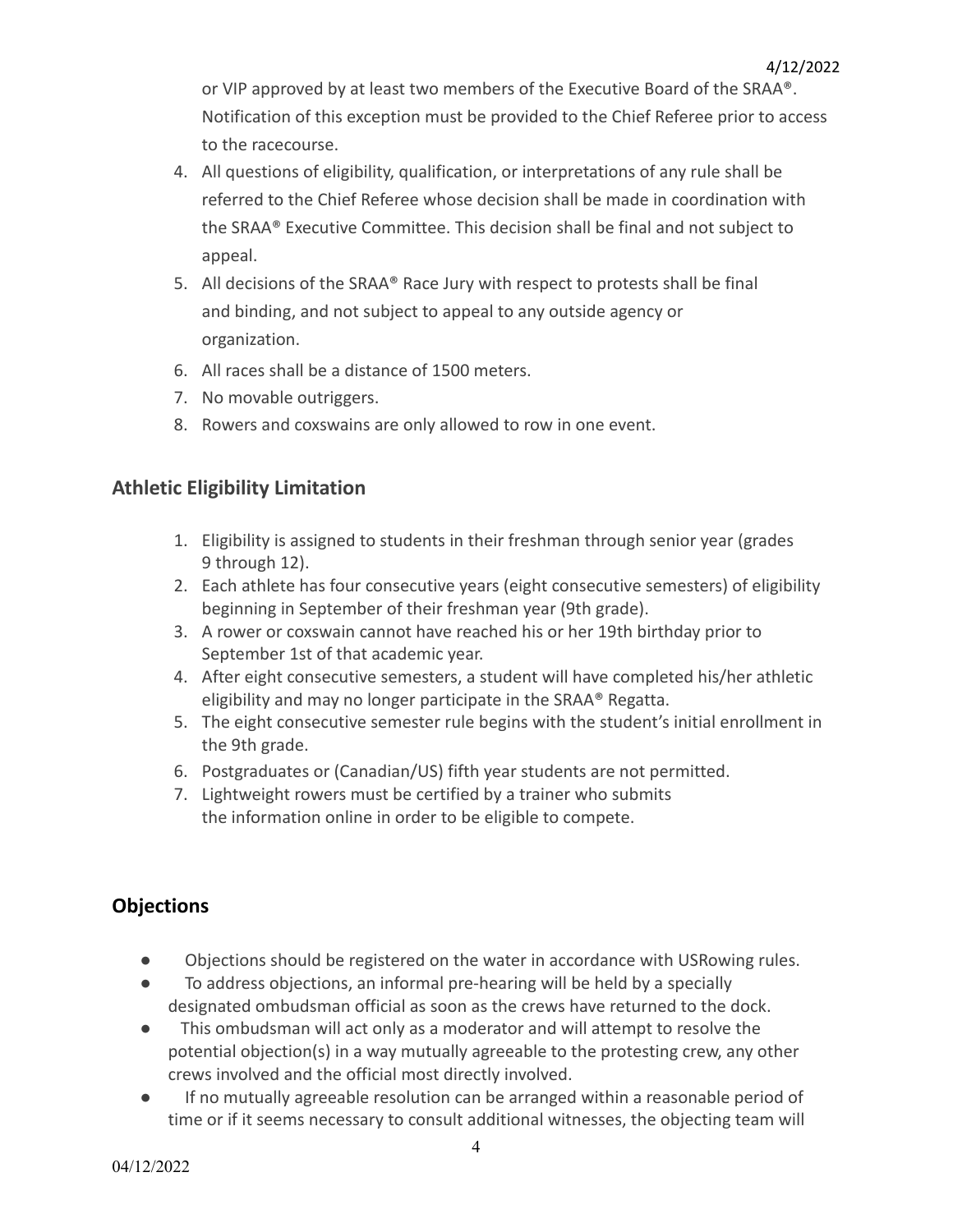or VIP approved by at least two members of the Executive Board of the SRAA®. Notification of this exception must be provided to the Chief Referee prior to access to the racecourse.

4. All questions of eligibility, qualification, or interpretations of any rule shall be referred to the Chief Referee whose decision shall be made in coordination with the SRAA® Executive Committee. This decision shall be final and not subject to appeal.
5. All decisions of the SRAA® Race Jury with respect to protests shall be final and binding, and not subject to appeal to any outside agency or organization.
6. All races shall be a distance of 1500 meters.
7. No movable outriggers.
8. Rowers and coxswains are only allowed to row in one event.

## Athletic Eligibility Limitation

1. Eligibility is assigned to students in their freshman through senior year (grades 9 through 12).
2. Each athlete has four consecutive years (eight consecutive semesters) of eligibility beginning in September of their freshman year (9th grade).
3. A rower or coxswain cannot have reached his or her 19th birthday prior to September 1st of that academic year.
4. After eight consecutive semesters, a student will have completed his/her athletic eligibility and may no longer participate in the SRAA® Regatta.
5. The eight consecutive semester rule begins with the student's initial enrollment in the 9th grade.
6. Postgraduates or (Canadian/US) fifth year students are not permitted.
7. Lightweight rowers must be certified by a trainer who submits the information online in order to be eligible to compete.

## Objections

- Objections should be registered on the water in accordance with USRowing rules.
- To address objections, an informal pre-hearing will be held by a specially designated ombudsman official as soon as the crews have returned to the dock.
- This ombudsman will act only as a moderator and will attempt to resolve the potential objection(s) in a way mutually agreeable to the protesting crew, any other crews involved and the official most directly involved.
- If no mutually agreeable resolution can be arranged within a reasonable period of time or if it seems necessary to consult additional witnesses, the objecting team will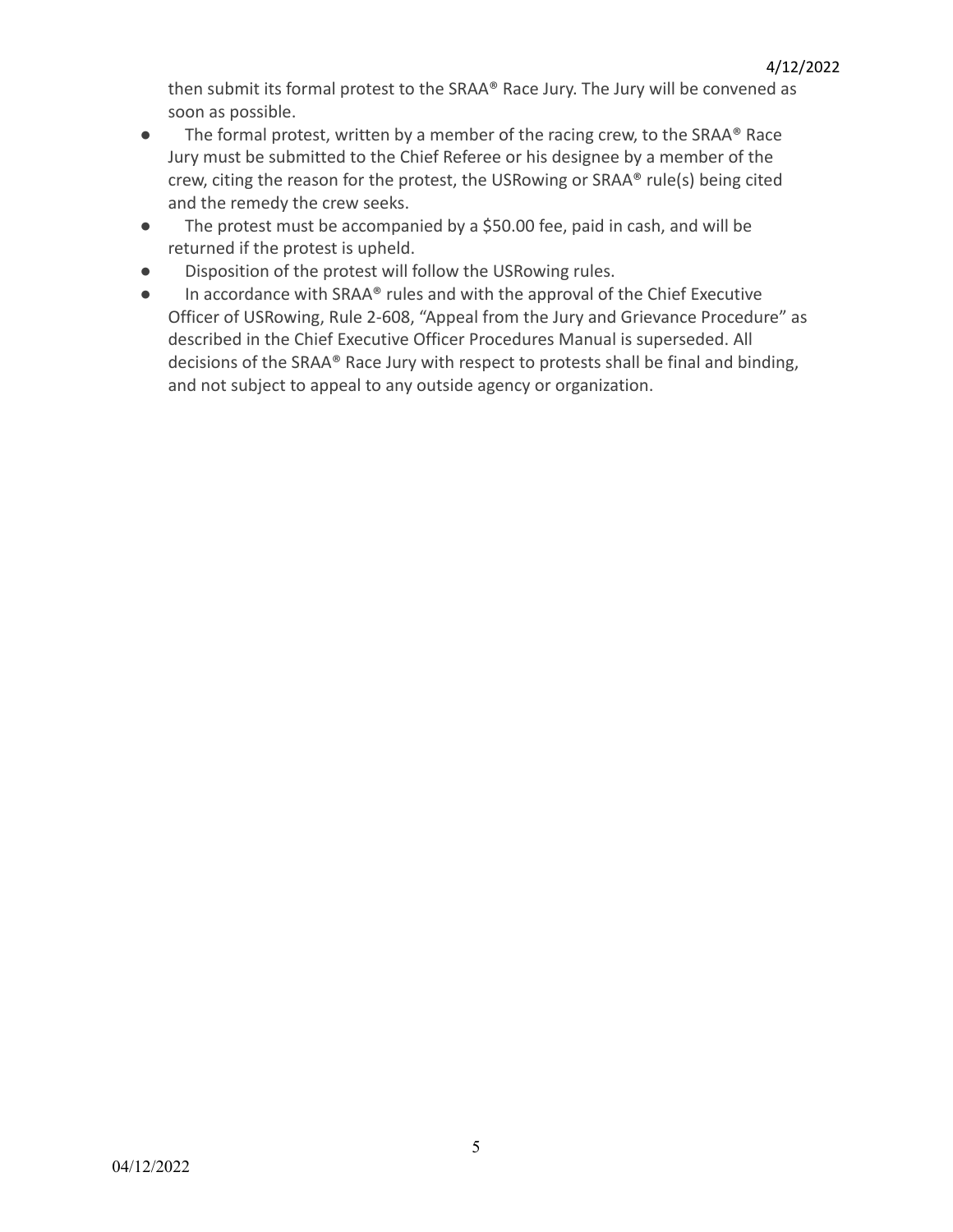then submit its formal protest to the SRAA® Race Jury. The Jury will be convened as soon as possible.

- The formal protest, written by a member of the racing crew, to the SRAA® Race Jury must be submitted to the Chief Referee or his designee by a member of the crew, citing the reason for the protest, the USRowing or SRAA® rule(s) being cited and the remedy the crew seeks.
- The protest must be accompanied by a $50.00 fee, paid in cash, and will be returned if the protest is upheld.
- Disposition of the protest will follow the USRowing rules.
- In accordance with SRAA® rules and with the approval of the Chief Executive Officer of USRowing, Rule 2-608, "Appeal from the Jury and Grievance Procedure" as described in the Chief Executive Officer Procedures Manual is superseded. All decisions of the SRAA® Race Jury with respect to protests shall be final and binding, and not subject to appeal to any outside agency or organization.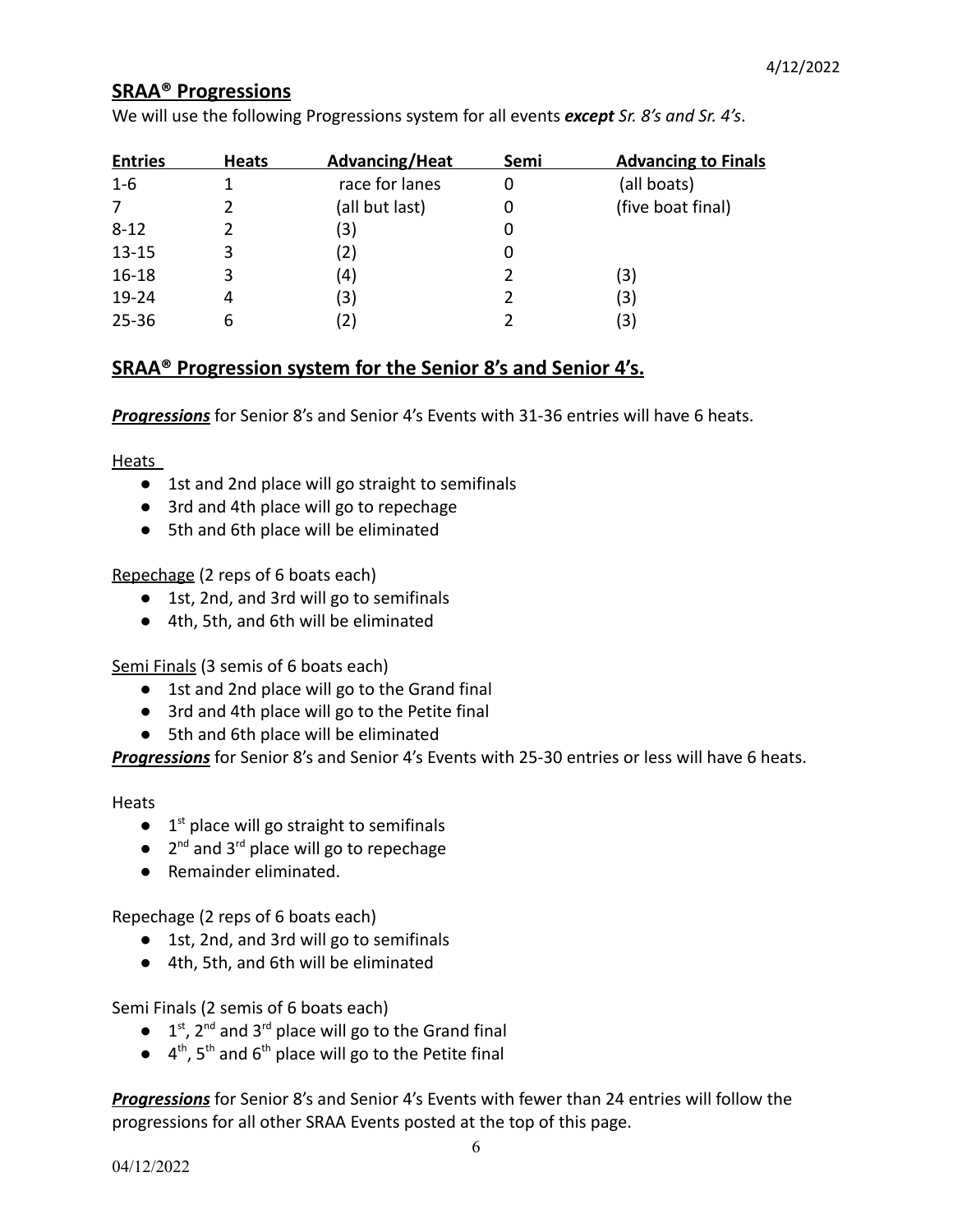## **SRAA® Progressions**

We will use the following Progressions system for all events ***except*** *Sr. 8's and Sr. 4's*.

| **Entries** | **Heats** | **Advancing/Heat** | **Semi** | **Advancing to Finals** |
|---|---|---|---|---|
| 1-6 | 1 | race for lanes | 0 | (all boats) |
| 7 | 2 | (all but last) | 0 | (five boat final) |
| 8-12 | 2 | (3) | 0 | |
| 13-15 | 3 | (2) | 0 | |
| 16-18 | 3 | (4) | 2 | (3) |
| 19-24 | 4 | (3) | 2 | (3) |
| 25-36 | 6 | (2) | 2 | (3) |

## **SRAA® Progression system for the Senior 8's and Senior 4's.**

***Progressions*** for Senior 8's and Senior 4's Events with 31-36 entries will have 6 heats.

Heats

- 1st and 2nd place will go straight to semifinals
- 3rd and 4th place will go to repechage
- 5th and 6th place will be eliminated

Repechage (2 reps of 6 boats each)

- 1st, 2nd, and 3rd will go to semifinals
- 4th, 5th, and 6th will be eliminated

Semi Finals (3 semis of 6 boats each)

- 1st and 2nd place will go to the Grand final
- 3rd and 4th place will go to the Petite final
- 5th and 6th place will be eliminated

***Progressions*** for Senior 8's and Senior 4's Events with 25-30 entries or less will have 6 heats.

Heats

- 1st place will go straight to semifinals
- 2nd and 3rd place will go to repechage
- Remainder eliminated.

Repechage (2 reps of 6 boats each)

- 1st, 2nd, and 3rd will go to semifinals
- 4th, 5th, and 6th will be eliminated

Semi Finals (2 semis of 6 boats each)

- 1st, 2nd and 3rd place will go to the Grand final
- 4th, 5th and 6th place will go to the Petite final

***Progressions*** for Senior 8's and Senior 4's Events with fewer than 24 entries will follow the progressions for all other SRAA Events posted at the top of this page.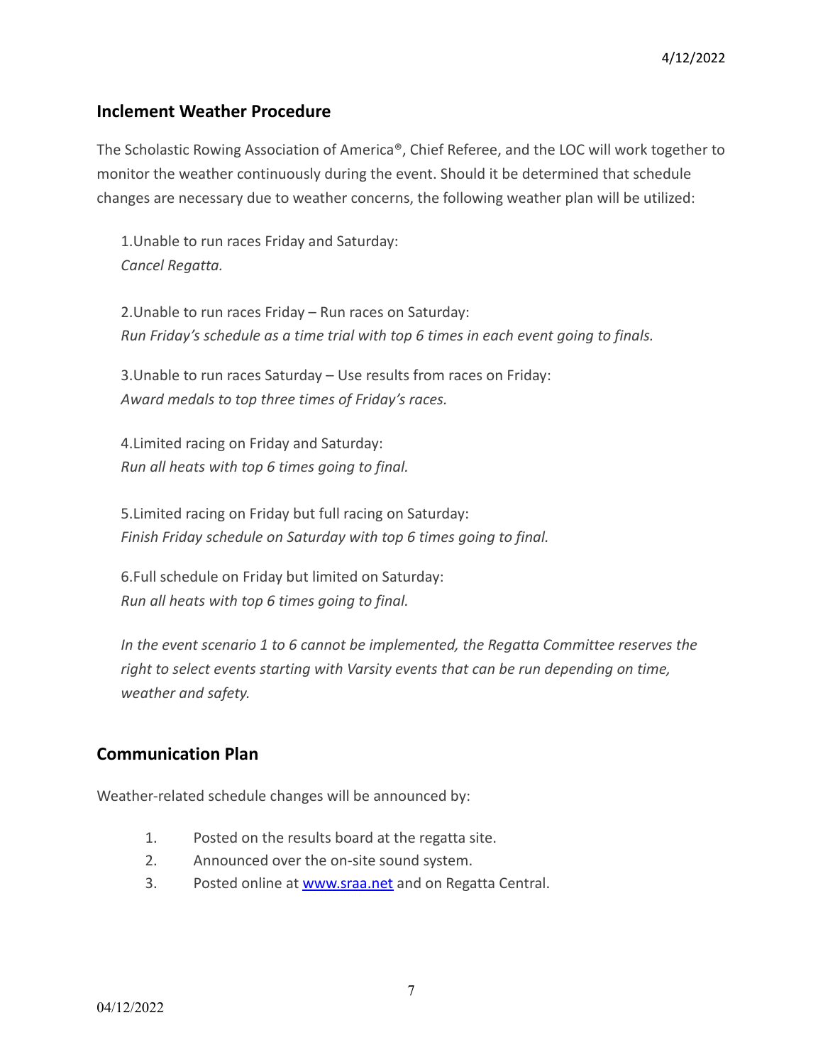## Inclement Weather Procedure

The Scholastic Rowing Association of America®, Chief Referee, and the LOC will work together to monitor the weather continuously during the event. Should it be determined that schedule changes are necessary due to weather concerns, the following weather plan will be utilized:

1.Unable to run races Friday and Saturday:
*Cancel Regatta.*

2.Unable to run races Friday – Run races on Saturday:
*Run Friday's schedule as a time trial with top 6 times in each event going to finals.*

3.Unable to run races Saturday – Use results from races on Friday:
*Award medals to top three times of Friday's races.*

4.Limited racing on Friday and Saturday:
*Run all heats with top 6 times going to final.*

5.Limited racing on Friday but full racing on Saturday:
*Finish Friday schedule on Saturday with top 6 times going to final.*

6.Full schedule on Friday but limited on Saturday:
*Run all heats with top 6 times going to final.*

*In the event scenario 1 to 6 cannot be implemented, the Regatta Committee reserves the right to select events starting with Varsity events that can be run depending on time, weather and safety.*

## Communication Plan

Weather-related schedule changes will be announced by:

1. Posted on the results board at the regatta site.
2. Announced over the on-site sound system.
3. Posted online at [www.sraa.net](www.sraa.net) and on Regatta Central.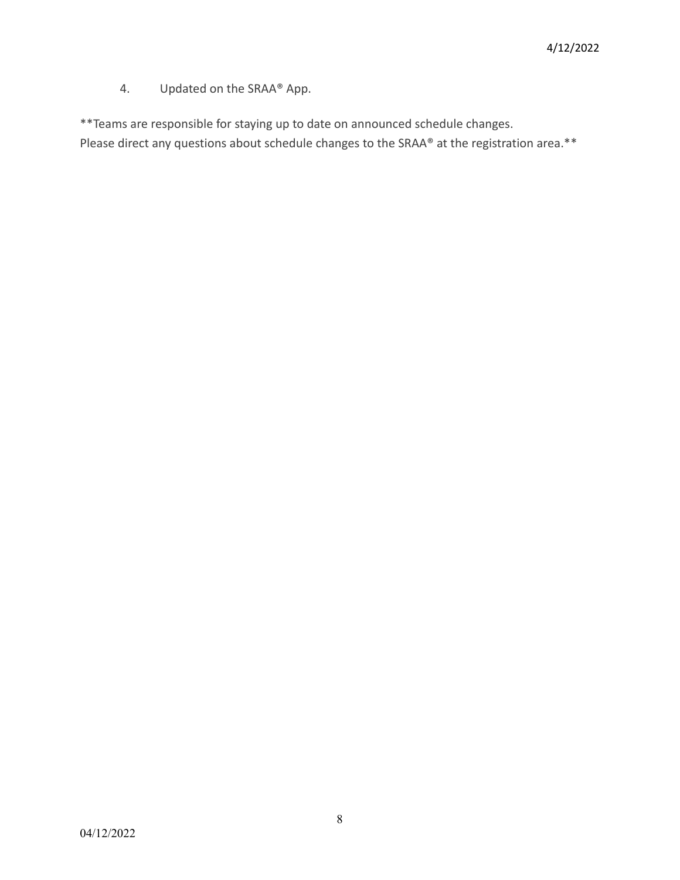4. Updated on the SRAA® App.

**Teams are responsible for staying up to date on announced schedule changes.
Please direct any questions about schedule changes to the SRAA® at the registration area.**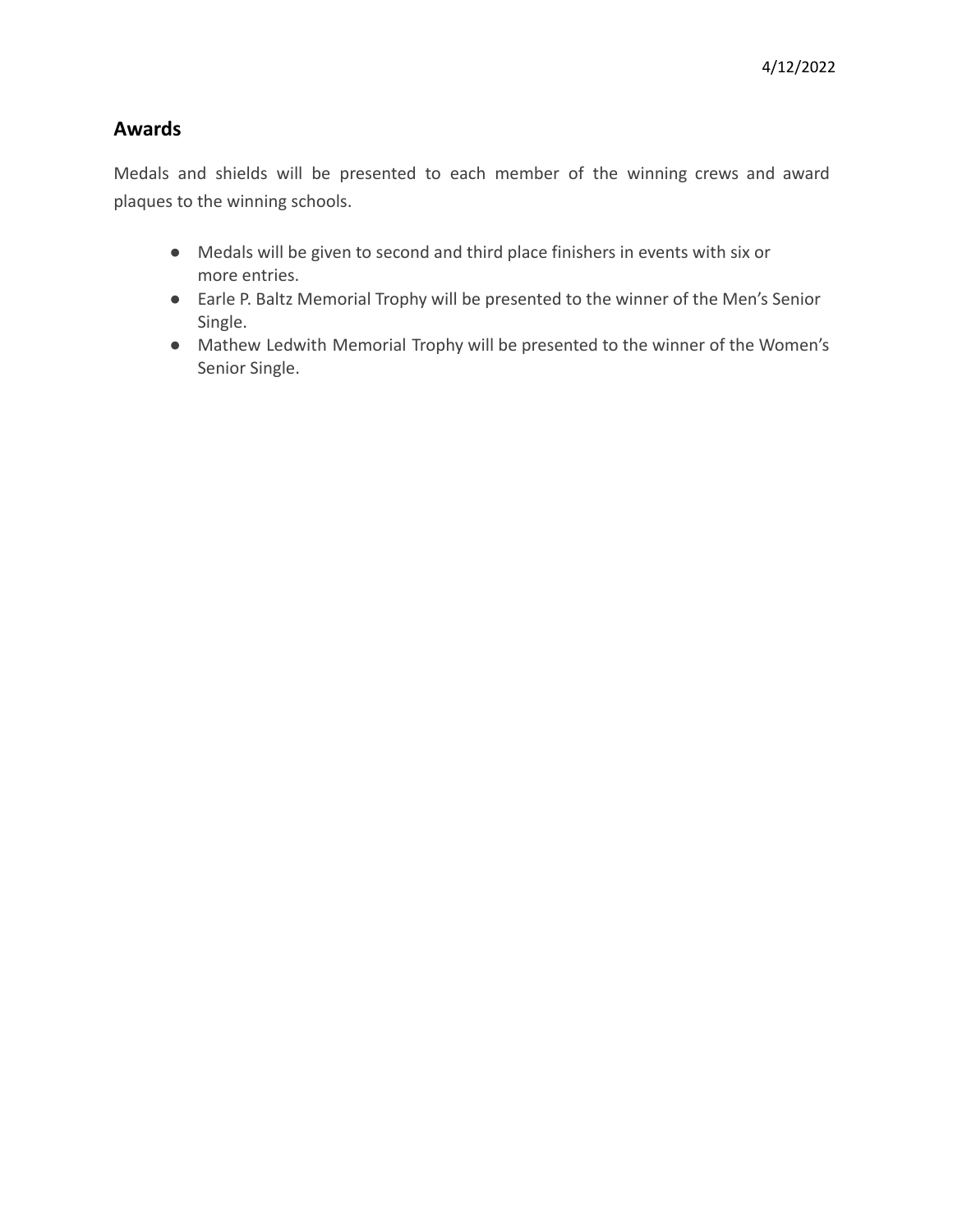## Awards

Medals and shields will be presented to each member of the winning crews and award plaques to the winning schools.

- Medals will be given to second and third place finishers in events with six or more entries.
- Earle P. Baltz Memorial Trophy will be presented to the winner of the Men's Senior Single.
- Mathew Ledwith Memorial Trophy will be presented to the winner of the Women's Senior Single.